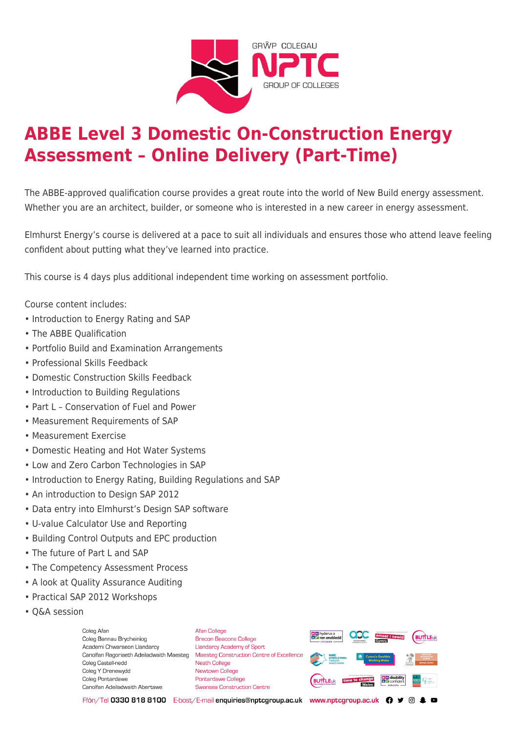# ABBE Level 3 Domestic On-Construction Energy Assessment – Online Delivery (Part-Time)

The ABBE-approved qualification course provides a great route into the world of New Build energy assessment. Whether you are an architect, builder, or someone who is interested in a new career in energy assessment.

Elmhurst Energy's course is delivered at a pace to suit all individuals and ensures those who attend leave feeling confident about putting what they've learned into practice.

This course is 4 days plus additional independent time working on assessment portfolio.

Course content includes:

- Introduction to Energy Rating and SAP
- The ABBE Qualification
- Portfolio Build and Examination Arrangements
- Professional Skills Feedback
- Domestic Construction Skills Feedback
- Introduction to Building Regulations
- Part L – Conservation of Fuel and Power
- Measurement Requirements of SAP
- Measurement Exercise
- Domestic Heating and Hot Water Systems
- Low and Zero Carbon Technologies in SAP
- Introduction to Energy Rating, Building Regulations and SAP
- An introduction to Design SAP 2012
- Data entry into Elmhurst's Design SAP software
- U-value Calculator Use and Reporting
- Building Control Outputs and EPC production
- The future of Part L and SAP
- The Competency Assessment Process
- A look at Quality Assurance Auditing
- Practical SAP 2012 Workshops
- Q&A session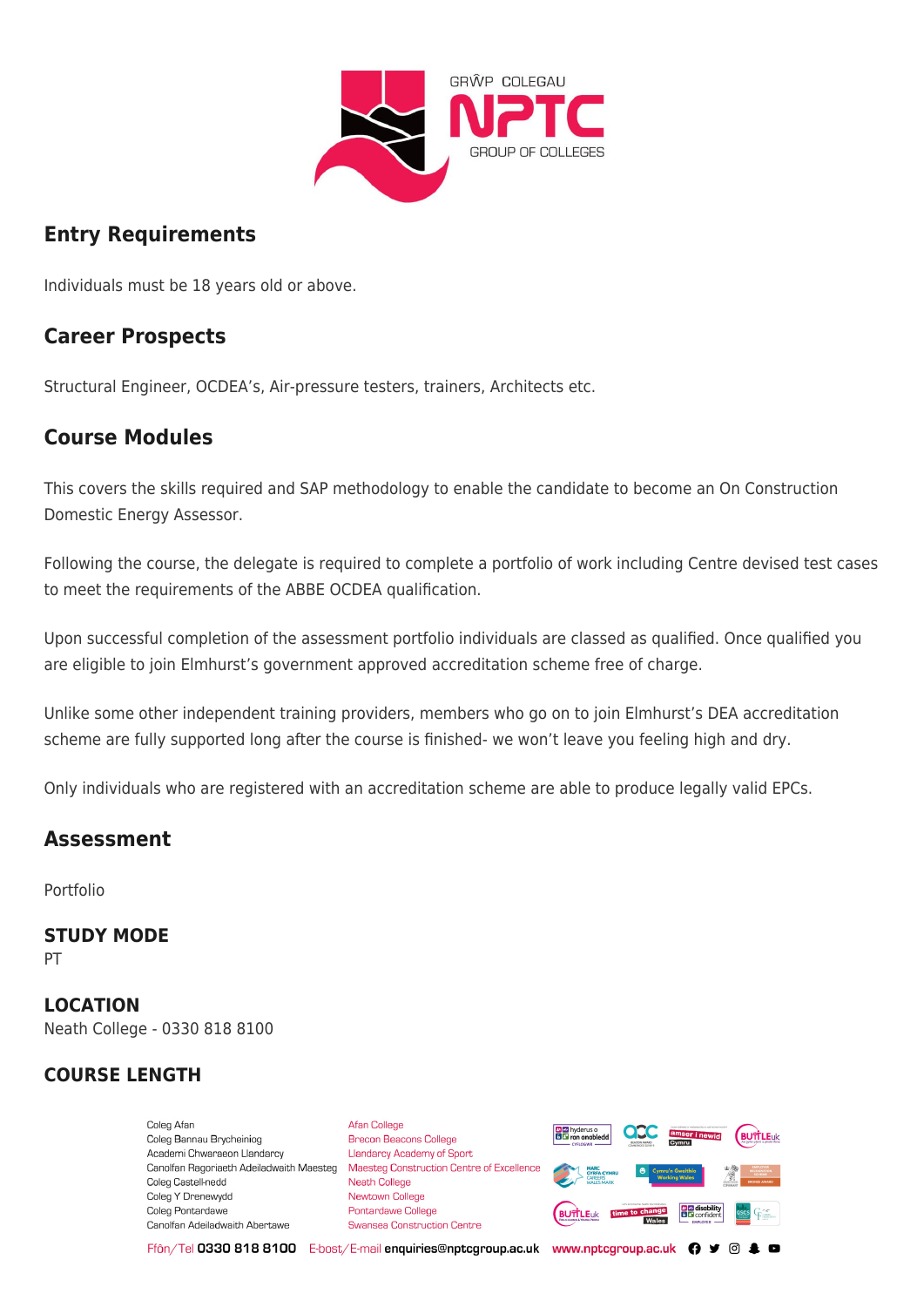## Entry Requirements

Individuals must be 18 years old or above.

## Career Prospects

Structural Engineer, OCDEA's, Air-pressure testers, trainers, Architects etc.

## Course Modules

This covers the skills required and SAP methodology to enable the candidate to become an On Construction Domestic Energy Assessor.

Following the course, the delegate is required to complete a portfolio of work including Centre devised test cases to meet the requirements of the ABBE OCDEA qualification.

Upon successful completion of the assessment portfolio individuals are classed as qualified. Once qualified you are eligible to join Elmhurst's government approved accreditation scheme free of charge.

Unlike some other independent training providers, members who go on to join Elmhurst's DEA accreditation scheme are fully supported long after the course is finished- we won't leave you feeling high and dry.

Only individuals who are registered with an accreditation scheme are able to produce legally valid EPCs.

## Assessment

Portfolio

### STUDY MODE

PT

### LOCATION

Neath College - 0330 818 8100

### COURSE LENGTH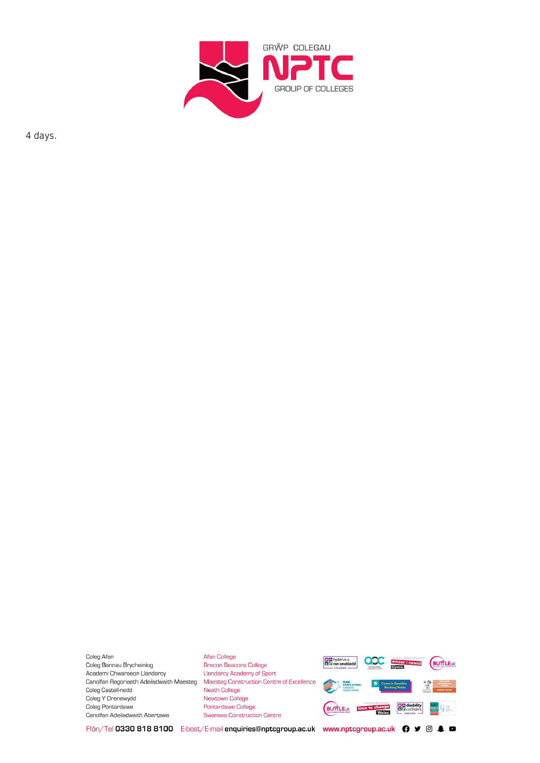4 days.